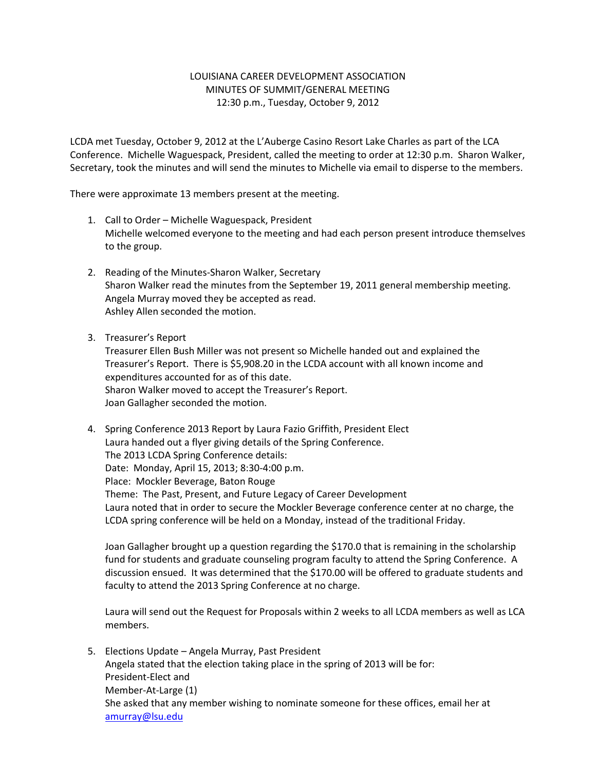# LOUISIANA CAREER DEVELOPMENT ASSOCIATION
## MINUTES OF SUMMIT/GENERAL MEETING
### 12:30 p.m., Tuesday, October 9, 2012

LCDA met Tuesday, October 9, 2012 at the L'Auberge Casino Resort Lake Charles as part of the LCA Conference. Michelle Waguespack, President, called the meeting to order at 12:30 p.m. Sharon Walker, Secretary, took the minutes and will send the minutes to Michelle via email to disperse to the members.

There were approximate 13 members present at the meeting.

1. Call to Order – Michelle Waguespack, President
   Michelle welcomed everyone to the meeting and had each person present introduce themselves to the group.

2. Reading of the Minutes-Sharon Walker, Secretary
   Sharon Walker read the minutes from the September 19, 2011 general membership meeting.
   Angela Murray moved they be accepted as read.
   Ashley Allen seconded the motion.

3. Treasurer's Report
   Treasurer Ellen Bush Miller was not present so Michelle handed out and explained the Treasurer's Report. There is $5,908.20 in the LCDA account with all known income and expenditures accounted for as of this date.
   Sharon Walker moved to accept the Treasurer's Report.
   Joan Gallagher seconded the motion.

4. Spring Conference 2013 Report by Laura Fazio Griffith, President Elect
   Laura handed out a flyer giving details of the Spring Conference.
   The 2013 LCDA Spring Conference details:
   Date: Monday, April 15, 2013; 8:30-4:00 p.m.
   Place: Mockler Beverage, Baton Rouge
   Theme: The Past, Present, and Future Legacy of Career Development
   Laura noted that in order to secure the Mockler Beverage conference center at no charge, the LCDA spring conference will be held on a Monday, instead of the traditional Friday.

   Joan Gallagher brought up a question regarding the $170.0 that is remaining in the scholarship fund for students and graduate counseling program faculty to attend the Spring Conference. A discussion ensued. It was determined that the $170.00 will be offered to graduate students and faculty to attend the 2013 Spring Conference at no charge.

   Laura will send out the Request for Proposals within 2 weeks to all LCDA members as well as LCA members.

5. Elections Update – Angela Murray, Past President
   Angela stated that the election taking place in the spring of 2013 will be for:
   President-Elect and
   Member-At-Large (1)
   She asked that any member wishing to nominate someone for these offices, email her at amurray@lsu.edu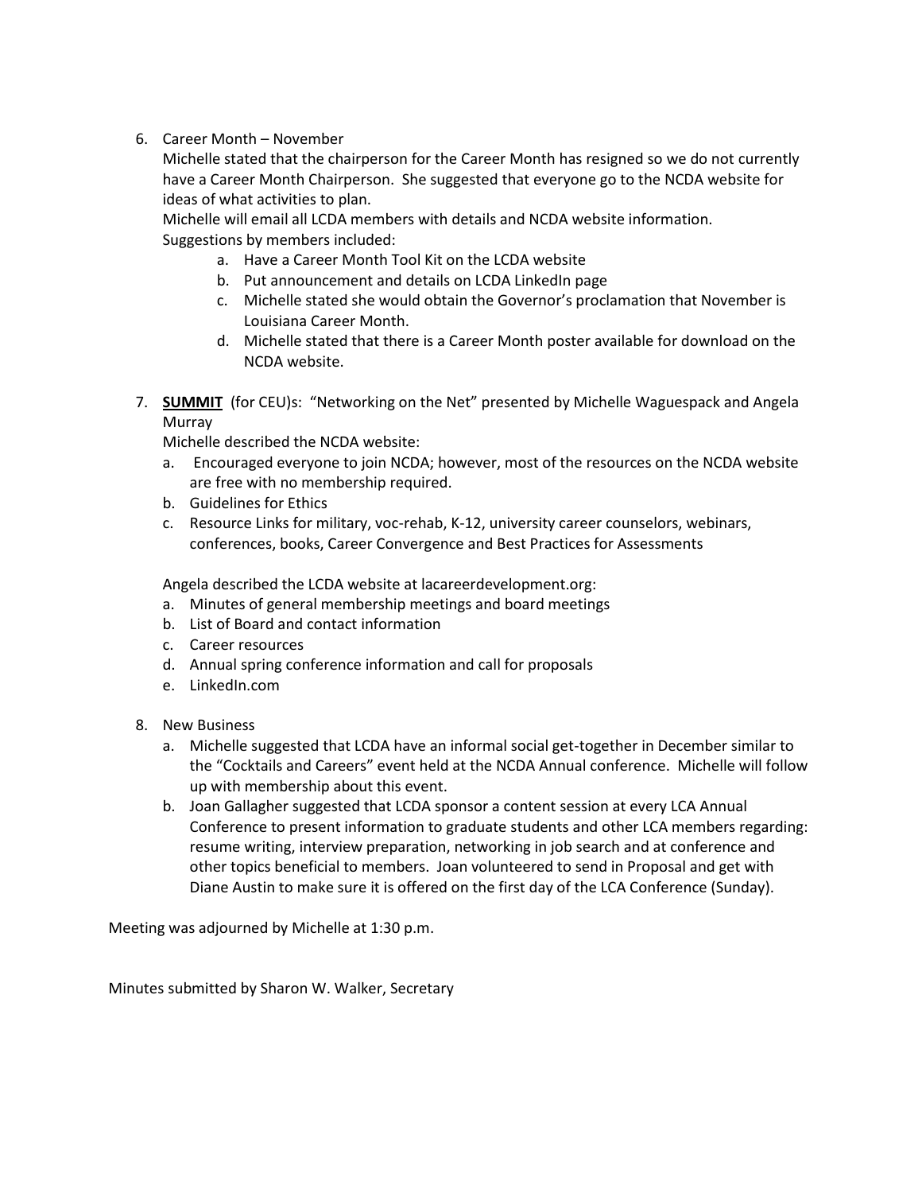6. Career Month – November

   Michelle stated that the chairperson for the Career Month has resigned so we do not currently have a Career Month Chairperson. She suggested that everyone go to the NCDA website for ideas of what activities to plan.

   Michelle will email all LCDA members with details and NCDA website information.

   Suggestions by members included:

   a. Have a Career Month Tool Kit on the LCDA website
   b. Put announcement and details on LCDA LinkedIn page
   c. Michelle stated she would obtain the Governor's proclamation that November is Louisiana Career Month.
   d. Michelle stated that there is a Career Month poster available for download on the NCDA website.

7. **SUMMIT** (for CEU)s: "Networking on the Net" presented by Michelle Waguespack and Angela Murray

   Michelle described the NCDA website:

   a. Encouraged everyone to join NCDA; however, most of the resources on the NCDA website are free with no membership required.
   b. Guidelines for Ethics
   c. Resource Links for military, voc-rehab, K-12, university career counselors, webinars, conferences, books, Career Convergence and Best Practices for Assessments

   Angela described the LCDA website at lacareerdevelopment.org:

   a. Minutes of general membership meetings and board meetings
   b. List of Board and contact information
   c. Career resources
   d. Annual spring conference information and call for proposals
   e. LinkedIn.com

8. New Business

   a. Michelle suggested that LCDA have an informal social get-together in December similar to the "Cocktails and Careers" event held at the NCDA Annual conference. Michelle will follow up with membership about this event.
   b. Joan Gallagher suggested that LCDA sponsor a content session at every LCA Annual Conference to present information to graduate students and other LCA members regarding: resume writing, interview preparation, networking in job search and at conference and other topics beneficial to members. Joan volunteered to send in Proposal and get with Diane Austin to make sure it is offered on the first day of the LCA Conference (Sunday).

Meeting was adjourned by Michelle at 1:30 p.m.

Minutes submitted by Sharon W. Walker, Secretary